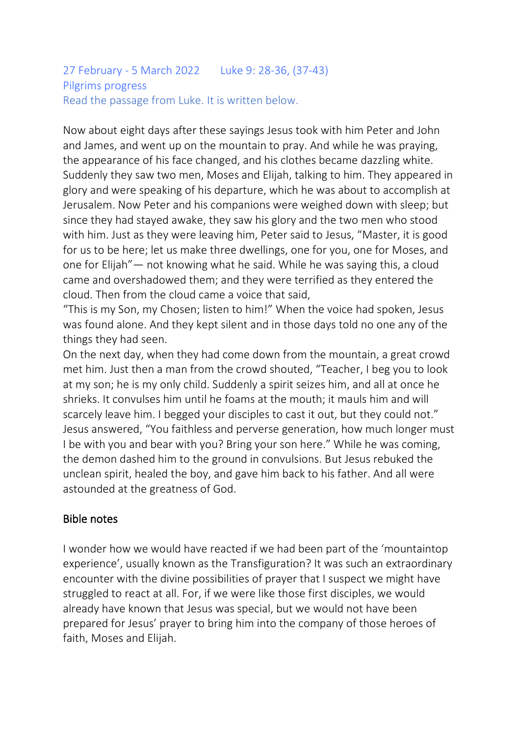27 February - 5 March 2022 Luke 9: 28-36, (37-43)
Pilgrims progress
Read the passage from Luke. It is written below.

Now about eight days after these sayings Jesus took with him Peter and John and James, and went up on the mountain to pray. And while he was praying, the appearance of his face changed, and his clothes became dazzling white. Suddenly they saw two men, Moses and Elijah, talking to him. They appeared in glory and were speaking of his departure, which he was about to accomplish at Jerusalem. Now Peter and his companions were weighed down with sleep; but since they had stayed awake, they saw his glory and the two men who stood with him. Just as they were leaving him, Peter said to Jesus, "Master, it is good for us to be here; let us make three dwellings, one for you, one for Moses, and one for Elijah"— not knowing what he said. While he was saying this, a cloud came and overshadowed them; and they were terrified as they entered the cloud. Then from the cloud came a voice that said,
"This is my Son, my Chosen; listen to him!" When the voice had spoken, Jesus was found alone. And they kept silent and in those days told no one any of the things they had seen.
On the next day, when they had come down from the mountain, a great crowd met him. Just then a man from the crowd shouted, "Teacher, I beg you to look at my son; he is my only child. Suddenly a spirit seizes him, and all at once he shrieks. It convulses him until he foams at the mouth; it mauls him and will scarcely leave him. I begged your disciples to cast it out, but they could not." Jesus answered, "You faithless and perverse generation, how much longer must I be with you and bear with you? Bring your son here." While he was coming, the demon dashed him to the ground in convulsions. But Jesus rebuked the unclean spirit, healed the boy, and gave him back to his father. And all were astounded at the greatness of God.

## Bible notes

I wonder how we would have reacted if we had been part of the 'mountaintop experience', usually known as the Transfiguration? It was such an extraordinary encounter with the divine possibilities of prayer that I suspect we might have struggled to react at all. For, if we were like those first disciples, we would already have known that Jesus was special, but we would not have been prepared for Jesus' prayer to bring him into the company of those heroes of faith, Moses and Elijah.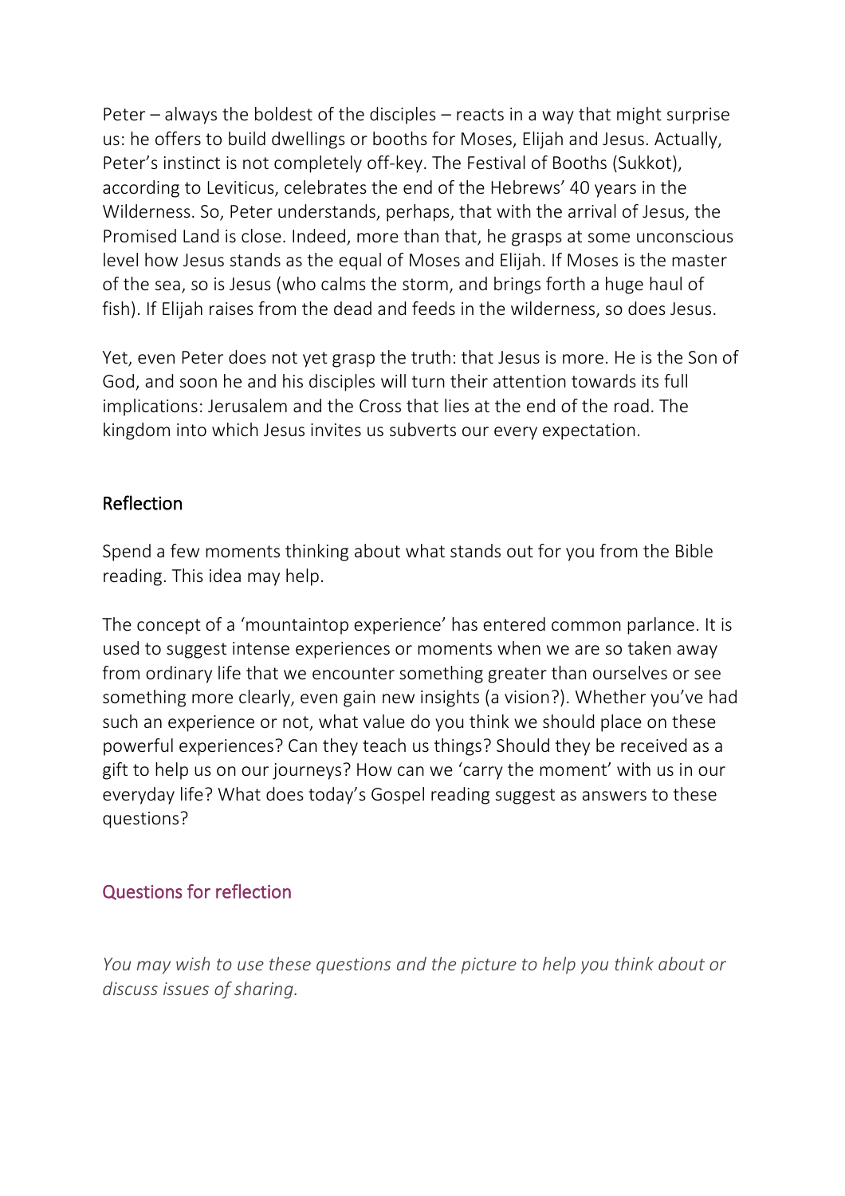Peter – always the boldest of the disciples – reacts in a way that might surprise us: he offers to build dwellings or booths for Moses, Elijah and Jesus. Actually, Peter's instinct is not completely off-key. The Festival of Booths (Sukkot), according to Leviticus, celebrates the end of the Hebrews' 40 years in the Wilderness. So, Peter understands, perhaps, that with the arrival of Jesus, the Promised Land is close. Indeed, more than that, he grasps at some unconscious level how Jesus stands as the equal of Moses and Elijah. If Moses is the master of the sea, so is Jesus (who calms the storm, and brings forth a huge haul of fish). If Elijah raises from the dead and feeds in the wilderness, so does Jesus.

Yet, even Peter does not yet grasp the truth: that Jesus is more. He is the Son of God, and soon he and his disciples will turn their attention towards its full implications: Jerusalem and the Cross that lies at the end of the road. The kingdom into which Jesus invites us subverts our every expectation.

## Reflection

Spend a few moments thinking about what stands out for you from the Bible reading. This idea may help.

The concept of a 'mountaintop experience' has entered common parlance. It is used to suggest intense experiences or moments when we are so taken away from ordinary life that we encounter something greater than ourselves or see something more clearly, even gain new insights (a vision?). Whether you've had such an experience or not, what value do you think we should place on these powerful experiences? Can they teach us things? Should they be received as a gift to help us on our journeys? How can we 'carry the moment' with us in our everyday life? What does today's Gospel reading suggest as answers to these questions?

## Questions for reflection

*You may wish to use these questions and the picture to help you think about or discuss issues of sharing.*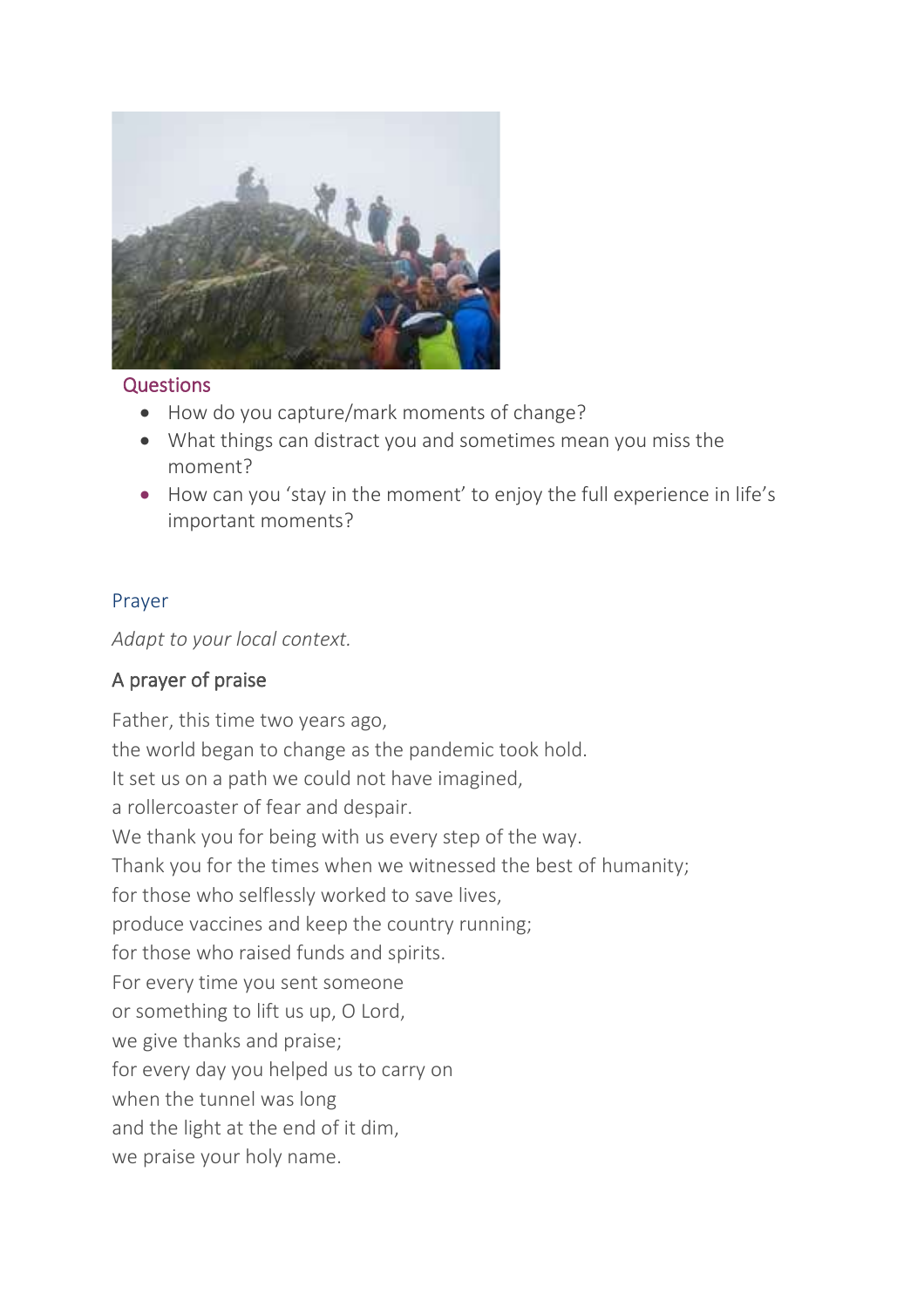## Questions

- How do you capture/mark moments of change?
- What things can distract you and sometimes mean you miss the moment?
- How can you 'stay in the moment' to enjoy the full experience in life's important moments?

## Prayer

*Adapt to your local context.*

### A prayer of praise

Father, this time two years ago,
the world began to change as the pandemic took hold.
It set us on a path we could not have imagined,
a rollercoaster of fear and despair.
We thank you for being with us every step of the way.
Thank you for the times when we witnessed the best of humanity;
for those who selflessly worked to save lives,
produce vaccines and keep the country running;
for those who raised funds and spirits.
For every time you sent someone
or something to lift us up, O Lord,
we give thanks and praise;
for every day you helped us to carry on
when the tunnel was long
and the light at the end of it dim,
we praise your holy name.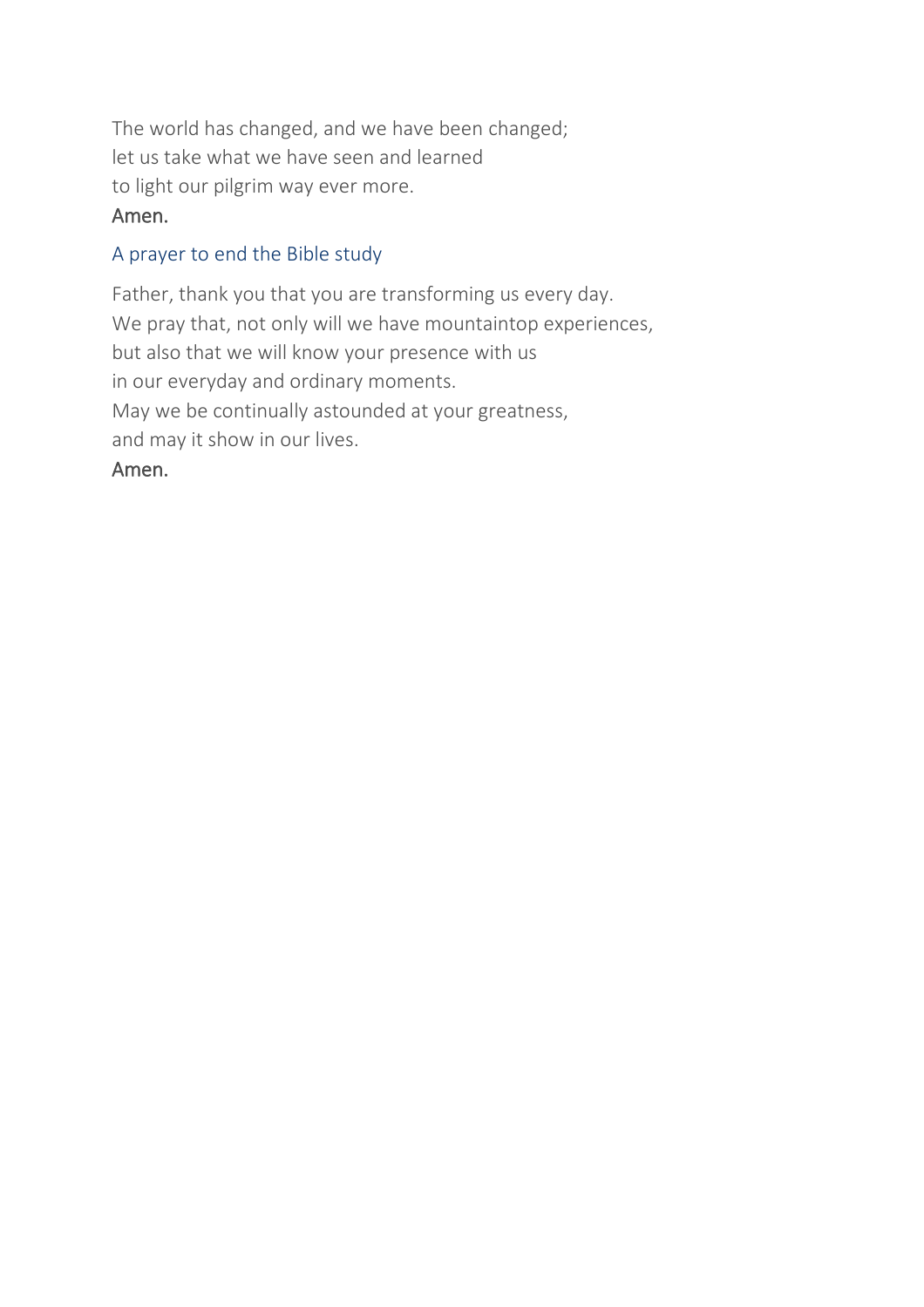The world has changed, and we have been changed;  
let us take what we have seen and learned  
to light our pilgrim way ever more.  
**Amen.**

### A prayer to end the Bible study

Father, thank you that you are transforming us every day.  
We pray that, not only will we have mountaintop experiences,  
but also that we will know your presence with us  
in our everyday and ordinary moments.  
May we be continually astounded at your greatness,  
and may it show in our lives.  
**Amen.**